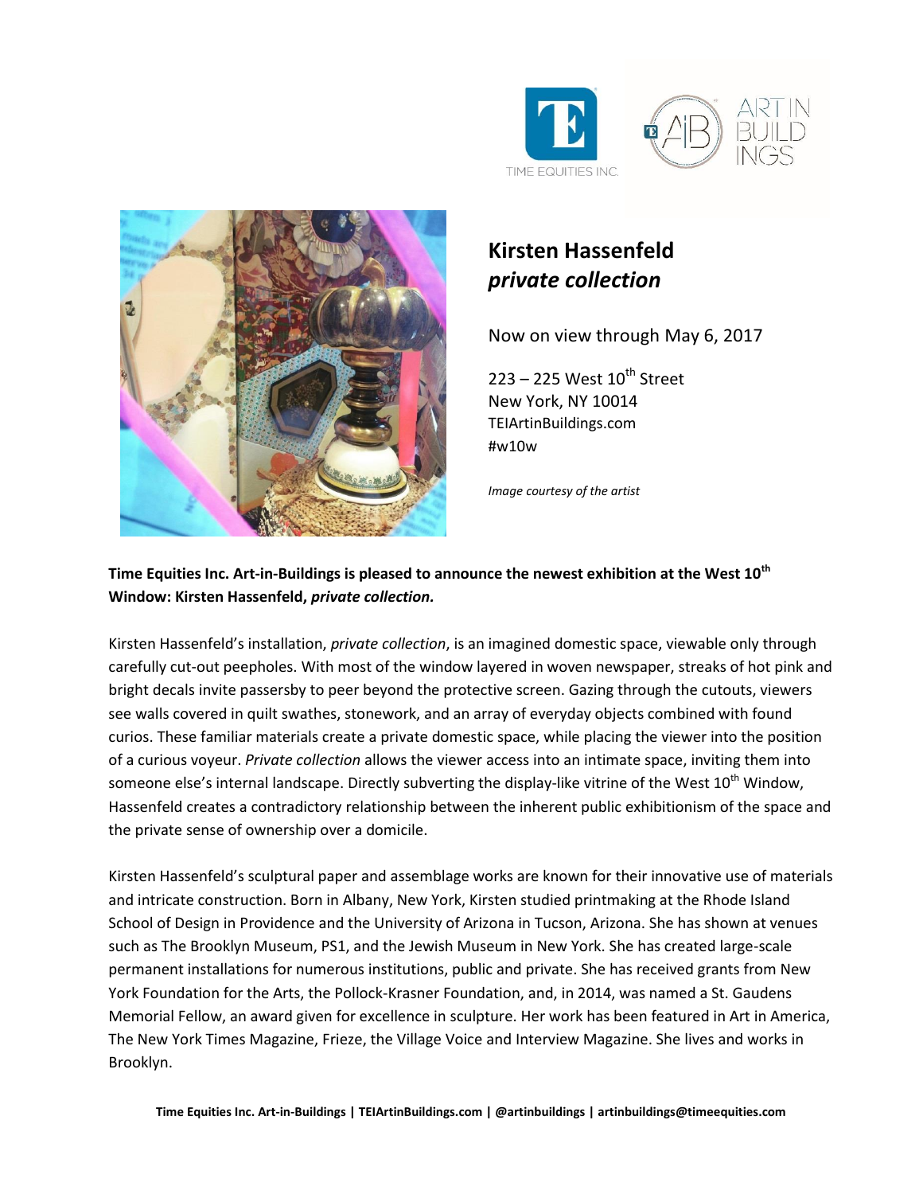# Kirsten Hassenfeld
## *private collection*

Now on view through May 6, 2017

223 – 225 West 10th Street
New York, NY 10014
TEIArtinBuildings.com
#w10w

*Image courtesy of the artist*

**Time Equities Inc. Art-in-Buildings is pleased to announce the newest exhibition at the West 10th Window: Kirsten Hassenfeld, *private collection.***

Kirsten Hassenfeld's installation, *private collection*, is an imagined domestic space, viewable only through carefully cut-out peepholes. With most of the window layered in woven newspaper, streaks of hot pink and bright decals invite passersby to peer beyond the protective screen. Gazing through the cutouts, viewers see walls covered in quilt swathes, stonework, and an array of everyday objects combined with found curios. These familiar materials create a private domestic space, while placing the viewer into the position of a curious voyeur. *Private collection* allows the viewer access into an intimate space, inviting them into someone else's internal landscape. Directly subverting the display-like vitrine of the West 10th Window, Hassenfeld creates a contradictory relationship between the inherent public exhibitionism of the space and the private sense of ownership over a domicile.

Kirsten Hassenfeld's sculptural paper and assemblage works are known for their innovative use of materials and intricate construction. Born in Albany, New York, Kirsten studied printmaking at the Rhode Island School of Design in Providence and the University of Arizona in Tucson, Arizona. She has shown at venues such as The Brooklyn Museum, PS1, and the Jewish Museum in New York. She has created large-scale permanent installations for numerous institutions, public and private. She has received grants from New York Foundation for the Arts, the Pollock-Krasner Foundation, and, in 2014, was named a St. Gaudens Memorial Fellow, an award given for excellence in sculpture. Her work has been featured in Art in America, The New York Times Magazine, Frieze, the Village Voice and Interview Magazine. She lives and works in Brooklyn.

**Time Equities Inc. Art-in-Buildings | TEIArtinBuildings.com | @artinbuildings | artinbuildings@timeequities.com**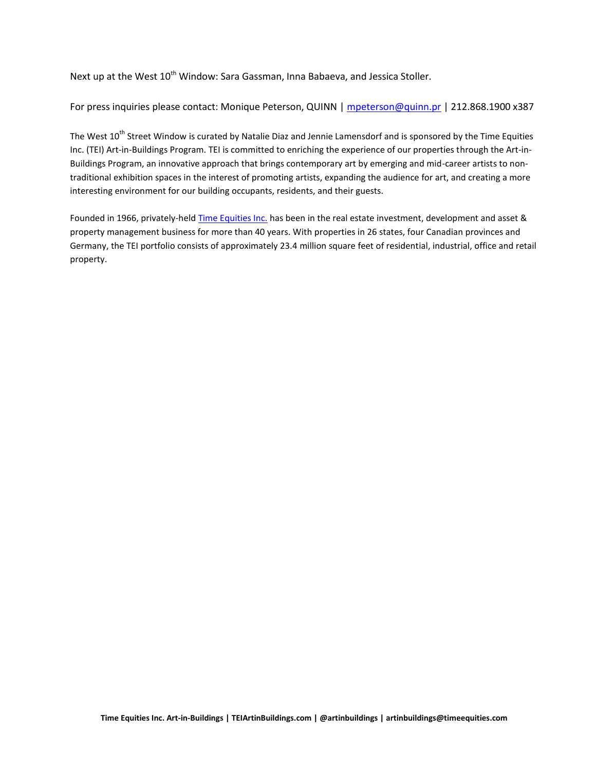Next up at the West 10th Window: Sara Gassman, Inna Babaeva, and Jessica Stoller.

For press inquiries please contact: Monique Peterson, QUINN | [mpeterson@quinn.pr](mailto:mpeterson@quinn.pr) | 212.868.1900 x387

The West 10th Street Window is curated by Natalie Diaz and Jennie Lamensdorf and is sponsored by the Time Equities Inc. (TEI) Art-in-Buildings Program. TEI is committed to enriching the experience of our properties through the Art-in-Buildings Program, an innovative approach that brings contemporary art by emerging and mid-career artists to non-traditional exhibition spaces in the interest of promoting artists, expanding the audience for art, and creating a more interesting environment for our building occupants, residents, and their guests.

Founded in 1966, privately-held Time Equities Inc. has been in the real estate investment, development and asset & property management business for more than 40 years. With properties in 26 states, four Canadian provinces and Germany, the TEI portfolio consists of approximately 23.4 million square feet of residential, industrial, office and retail property.

**Time Equities Inc. Art-in-Buildings | TEIArtinBuildings.com | @artinbuildings | artinbuildings@timeequities.com**